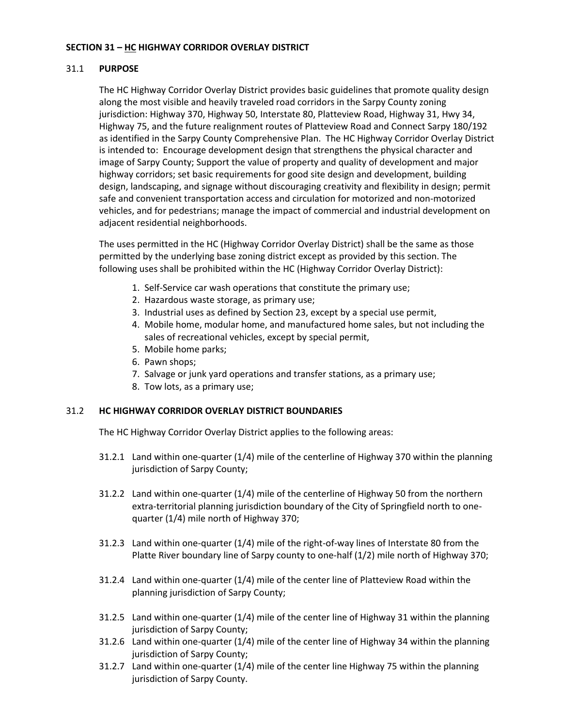## SECTION 31 – HC HIGHWAY CORRIDOR OVERLAY DISTRICT

### 31.1 PURPOSE

The HC Highway Corridor Overlay District provides basic guidelines that promote quality design along the most visible and heavily traveled road corridors in the Sarpy County zoning jurisdiction: Highway 370, Highway 50, Interstate 80, Platteview Road, Highway 31, Hwy 34, Highway 75, and the future realignment routes of Platteview Road and Connect Sarpy 180/192 as identified in the Sarpy County Comprehensive Plan. The HC Highway Corridor Overlay District is intended to: Encourage development design that strengthens the physical character and image of Sarpy County; Support the value of property and quality of development and major highway corridors; set basic requirements for good site design and development, building design, landscaping, and signage without discouraging creativity and flexibility in design; permit safe and convenient transportation access and circulation for motorized and non-motorized vehicles, and for pedestrians; manage the impact of commercial and industrial development on adjacent residential neighborhoods.

The uses permitted in the HC (Highway Corridor Overlay District) shall be the same as those permitted by the underlying base zoning district except as provided by this section. The following uses shall be prohibited within the HC (Highway Corridor Overlay District):

1. Self-Service car wash operations that constitute the primary use;
2. Hazardous waste storage, as primary use;
3. Industrial uses as defined by Section 23, except by a special use permit,
4. Mobile home, modular home, and manufactured home sales, but not including the sales of recreational vehicles, except by special permit,
5. Mobile home parks;
6. Pawn shops;
7. Salvage or junk yard operations and transfer stations, as a primary use;
8. Tow lots, as a primary use;

### 31.2 HC HIGHWAY CORRIDOR OVERLAY DISTRICT BOUNDARIES

The HC Highway Corridor Overlay District applies to the following areas:

31.2.1 Land within one-quarter (1/4) mile of the centerline of Highway 370 within the planning jurisdiction of Sarpy County;

31.2.2 Land within one-quarter (1/4) mile of the centerline of Highway 50 from the northern extra-territorial planning jurisdiction boundary of the City of Springfield north to one-quarter (1/4) mile north of Highway 370;

31.2.3 Land within one-quarter (1/4) mile of the right-of-way lines of Interstate 80 from the Platte River boundary line of Sarpy county to one-half (1/2) mile north of Highway 370;

31.2.4 Land within one-quarter (1/4) mile of the center line of Platteview Road within the planning jurisdiction of Sarpy County;

31.2.5 Land within one-quarter (1/4) mile of the center line of Highway 31 within the planning jurisdiction of Sarpy County;

31.2.6 Land within one-quarter (1/4) mile of the center line of Highway 34 within the planning jurisdiction of Sarpy County;

31.2.7 Land within one-quarter (1/4) mile of the center line Highway 75 within the planning jurisdiction of Sarpy County.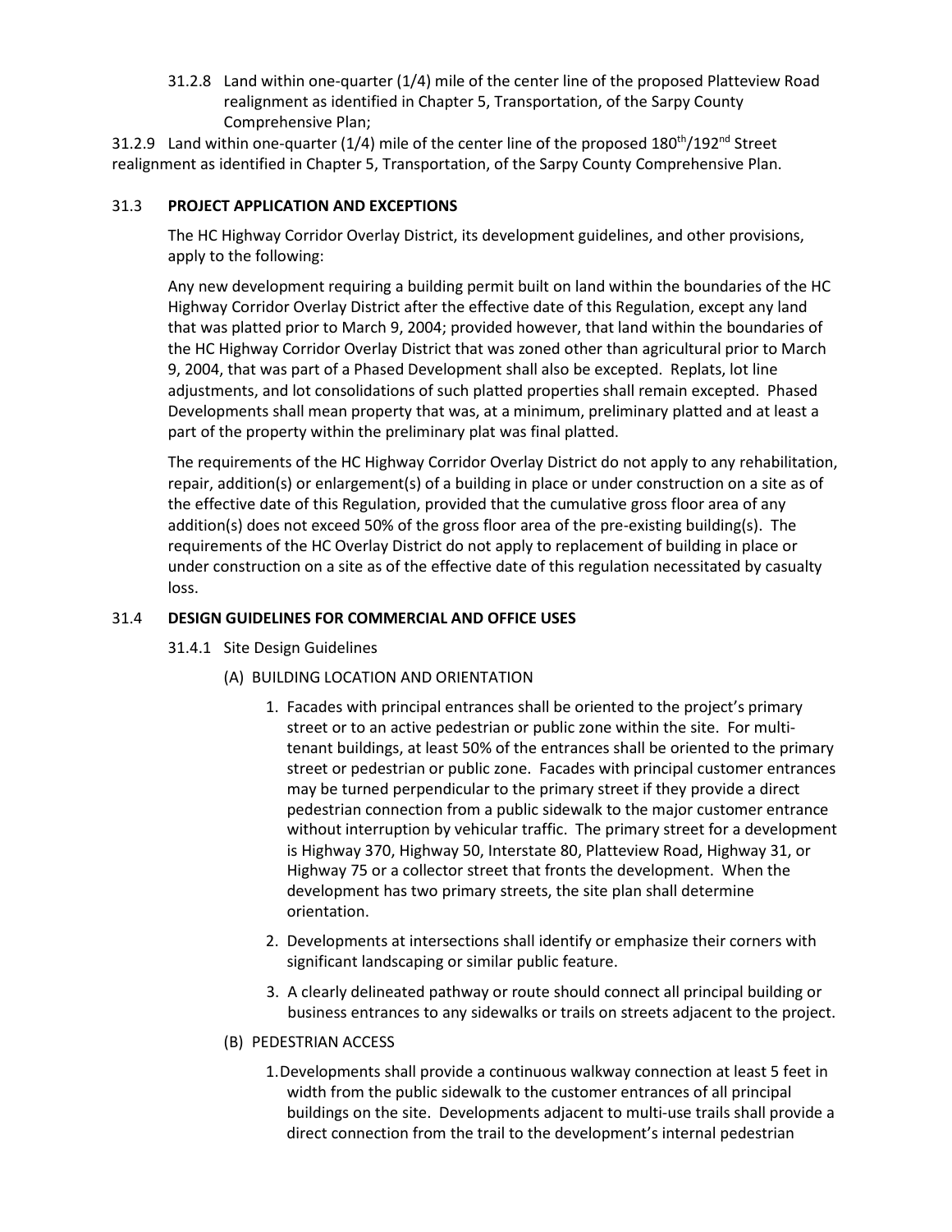31.2.8 Land within one-quarter (1/4) mile of the center line of the proposed Platteview Road realignment as identified in Chapter 5, Transportation, of the Sarpy County Comprehensive Plan;

31.2.9 Land within one-quarter (1/4) mile of the center line of the proposed 180th/192nd Street realignment as identified in Chapter 5, Transportation, of the Sarpy County Comprehensive Plan.

## 31.3 PROJECT APPLICATION AND EXCEPTIONS

The HC Highway Corridor Overlay District, its development guidelines, and other provisions, apply to the following:

Any new development requiring a building permit built on land within the boundaries of the HC Highway Corridor Overlay District after the effective date of this Regulation, except any land that was platted prior to March 9, 2004; provided however, that land within the boundaries of the HC Highway Corridor Overlay District that was zoned other than agricultural prior to March 9, 2004, that was part of a Phased Development shall also be excepted. Replats, lot line adjustments, and lot consolidations of such platted properties shall remain excepted. Phased Developments shall mean property that was, at a minimum, preliminary platted and at least a part of the property within the preliminary plat was final platted.

The requirements of the HC Highway Corridor Overlay District do not apply to any rehabilitation, repair, addition(s) or enlargement(s) of a building in place or under construction on a site as of the effective date of this Regulation, provided that the cumulative gross floor area of any addition(s) does not exceed 50% of the gross floor area of the pre-existing building(s). The requirements of the HC Overlay District do not apply to replacement of building in place or under construction on a site as of the effective date of this regulation necessitated by casualty loss.

## 31.4 DESIGN GUIDELINES FOR COMMERCIAL AND OFFICE USES

### 31.4.1 Site Design Guidelines

(A) BUILDING LOCATION AND ORIENTATION

1. Facades with principal entrances shall be oriented to the project's primary street or to an active pedestrian or public zone within the site. For multi-tenant buildings, at least 50% of the entrances shall be oriented to the primary street or pedestrian or public zone. Facades with principal customer entrances may be turned perpendicular to the primary street if they provide a direct pedestrian connection from a public sidewalk to the major customer entrance without interruption by vehicular traffic. The primary street for a development is Highway 370, Highway 50, Interstate 80, Platteview Road, Highway 31, or Highway 75 or a collector street that fronts the development. When the development has two primary streets, the site plan shall determine orientation.
2. Developments at intersections shall identify or emphasize their corners with significant landscaping or similar public feature.
3. A clearly delineated pathway or route should connect all principal building or business entrances to any sidewalks or trails on streets adjacent to the project.

(B) PEDESTRIAN ACCESS

1. Developments shall provide a continuous walkway connection at least 5 feet in width from the public sidewalk to the customer entrances of all principal buildings on the site. Developments adjacent to multi-use trails shall provide a direct connection from the trail to the development's internal pedestrian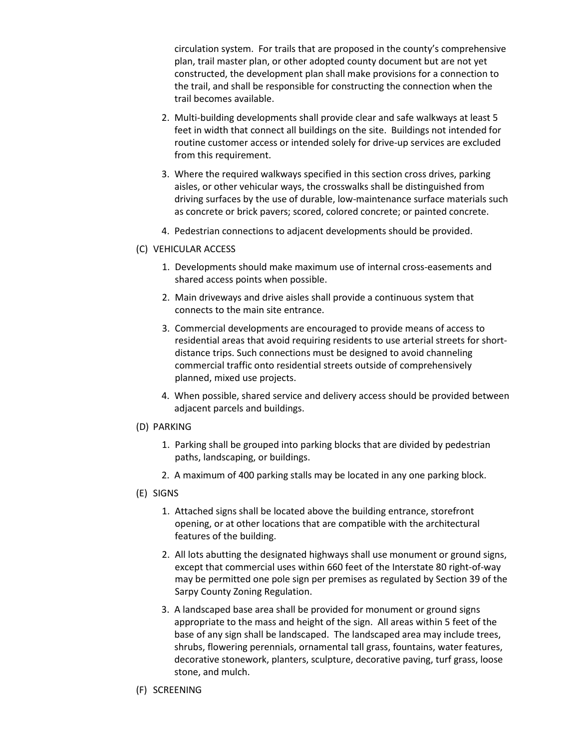circulation system. For trails that are proposed in the county's comprehensive plan, trail master plan, or other adopted county document but are not yet constructed, the development plan shall make provisions for a connection to the trail, and shall be responsible for constructing the connection when the trail becomes available.

2. Multi-building developments shall provide clear and safe walkways at least 5 feet in width that connect all buildings on the site. Buildings not intended for routine customer access or intended solely for drive-up services are excluded from this requirement.

3. Where the required walkways specified in this section cross drives, parking aisles, or other vehicular ways, the crosswalks shall be distinguished from driving surfaces by the use of durable, low-maintenance surface materials such as concrete or brick pavers; scored, colored concrete; or painted concrete.

4. Pedestrian connections to adjacent developments should be provided.

(C) VEHICULAR ACCESS

1. Developments should make maximum use of internal cross-easements and shared access points when possible.

2. Main driveways and drive aisles shall provide a continuous system that connects to the main site entrance.

3. Commercial developments are encouraged to provide means of access to residential areas that avoid requiring residents to use arterial streets for short-distance trips. Such connections must be designed to avoid channeling commercial traffic onto residential streets outside of comprehensively planned, mixed use projects.

4. When possible, shared service and delivery access should be provided between adjacent parcels and buildings.

(D) PARKING

1. Parking shall be grouped into parking blocks that are divided by pedestrian paths, landscaping, or buildings.

2. A maximum of 400 parking stalls may be located in any one parking block.

(E) SIGNS

1. Attached signs shall be located above the building entrance, storefront opening, or at other locations that are compatible with the architectural features of the building.

2. All lots abutting the designated highways shall use monument or ground signs, except that commercial uses within 660 feet of the Interstate 80 right-of-way may be permitted one pole sign per premises as regulated by Section 39 of the Sarpy County Zoning Regulation.

3. A landscaped base area shall be provided for monument or ground signs appropriate to the mass and height of the sign. All areas within 5 feet of the base of any sign shall be landscaped. The landscaped area may include trees, shrubs, flowering perennials, ornamental tall grass, fountains, water features, decorative stonework, planters, sculpture, decorative paving, turf grass, loose stone, and mulch.

(F) SCREENING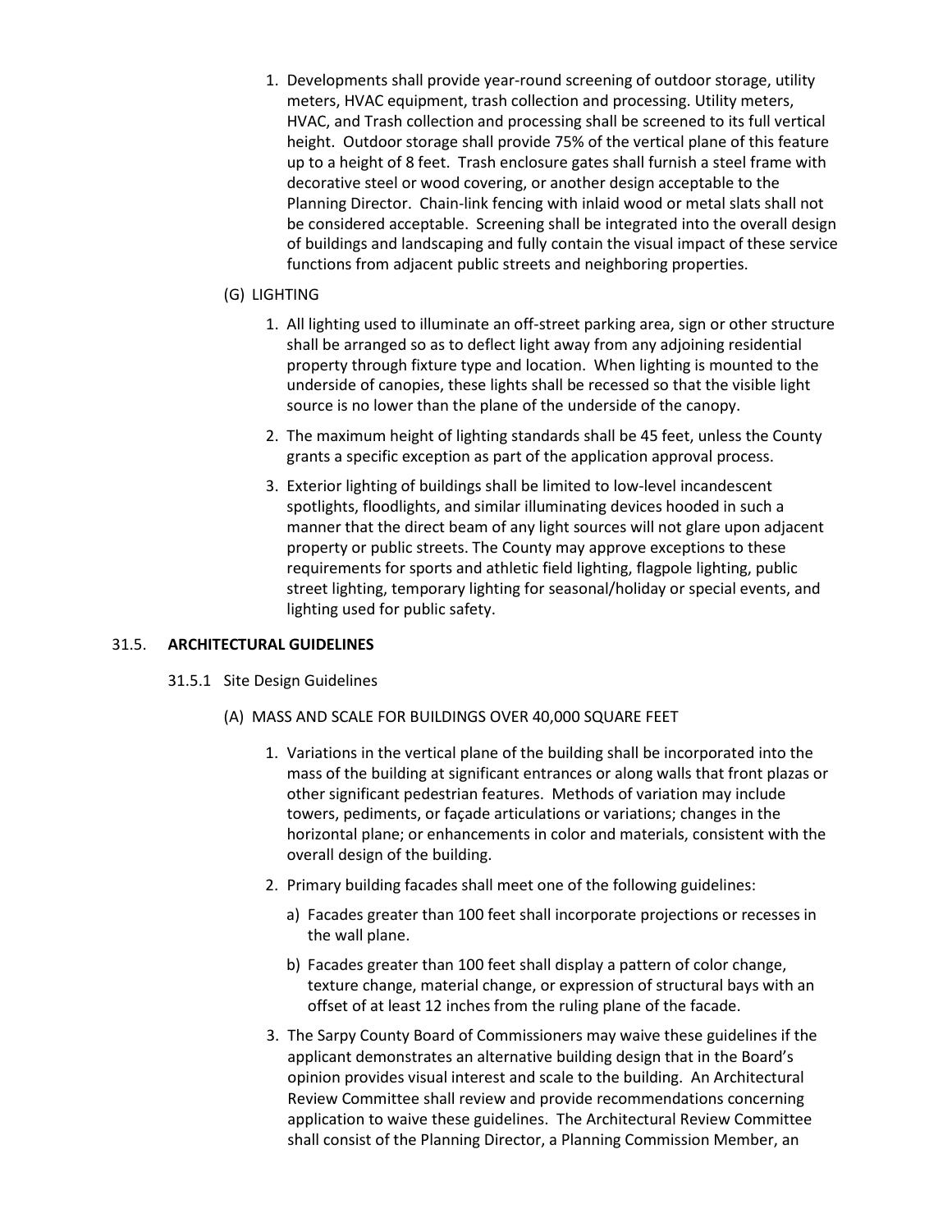1. Developments shall provide year-round screening of outdoor storage, utility meters, HVAC equipment, trash collection and processing. Utility meters, HVAC, and Trash collection and processing shall be screened to its full vertical height. Outdoor storage shall provide 75% of the vertical plane of this feature up to a height of 8 feet. Trash enclosure gates shall furnish a steel frame with decorative steel or wood covering, or another design acceptable to the Planning Director. Chain-link fencing with inlaid wood or metal slats shall not be considered acceptable. Screening shall be integrated into the overall design of buildings and landscaping and fully contain the visual impact of these service functions from adjacent public streets and neighboring properties.

(G) LIGHTING

1. All lighting used to illuminate an off-street parking area, sign or other structure shall be arranged so as to deflect light away from any adjoining residential property through fixture type and location. When lighting is mounted to the underside of canopies, these lights shall be recessed so that the visible light source is no lower than the plane of the underside of the canopy.
2. The maximum height of lighting standards shall be 45 feet, unless the County grants a specific exception as part of the application approval process.
3. Exterior lighting of buildings shall be limited to low-level incandescent spotlights, floodlights, and similar illuminating devices hooded in such a manner that the direct beam of any light sources will not glare upon adjacent property or public streets. The County may approve exceptions to these requirements for sports and athletic field lighting, flagpole lighting, public street lighting, temporary lighting for seasonal/holiday or special events, and lighting used for public safety.

## 31.5. **ARCHITECTURAL GUIDELINES**

### 31.5.1 Site Design Guidelines

(A) MASS AND SCALE FOR BUILDINGS OVER 40,000 SQUARE FEET

1. Variations in the vertical plane of the building shall be incorporated into the mass of the building at significant entrances or along walls that front plazas or other significant pedestrian features. Methods of variation may include towers, pediments, or façade articulations or variations; changes in the horizontal plane; or enhancements in color and materials, consistent with the overall design of the building.
2. Primary building facades shall meet one of the following guidelines:
   a) Facades greater than 100 feet shall incorporate projections or recesses in the wall plane.
   b) Facades greater than 100 feet shall display a pattern of color change, texture change, material change, or expression of structural bays with an offset of at least 12 inches from the ruling plane of the facade.
3. The Sarpy County Board of Commissioners may waive these guidelines if the applicant demonstrates an alternative building design that in the Board's opinion provides visual interest and scale to the building. An Architectural Review Committee shall review and provide recommendations concerning application to waive these guidelines. The Architectural Review Committee shall consist of the Planning Director, a Planning Commission Member, an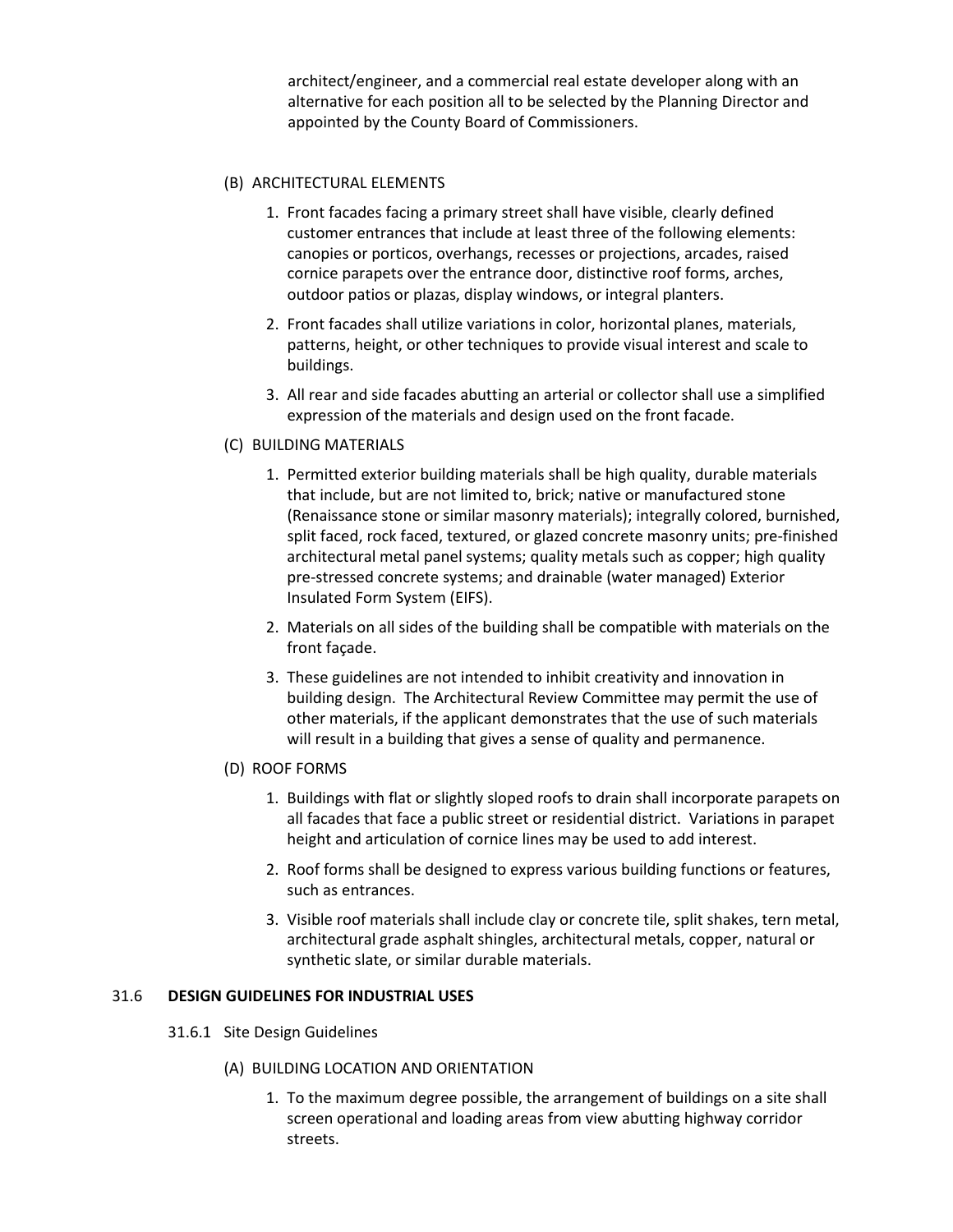architect/engineer, and a commercial real estate developer along with an alternative for each position all to be selected by the Planning Director and appointed by the County Board of Commissioners.

(B) ARCHITECTURAL ELEMENTS

1. Front facades facing a primary street shall have visible, clearly defined customer entrances that include at least three of the following elements: canopies or porticos, overhangs, recesses or projections, arcades, raised cornice parapets over the entrance door, distinctive roof forms, arches, outdoor patios or plazas, display windows, or integral planters.
2. Front facades shall utilize variations in color, horizontal planes, materials, patterns, height, or other techniques to provide visual interest and scale to buildings.
3. All rear and side facades abutting an arterial or collector shall use a simplified expression of the materials and design used on the front facade.

(C) BUILDING MATERIALS

1. Permitted exterior building materials shall be high quality, durable materials that include, but are not limited to, brick; native or manufactured stone (Renaissance stone or similar masonry materials); integrally colored, burnished, split faced, rock faced, textured, or glazed concrete masonry units; pre-finished architectural metal panel systems; quality metals such as copper; high quality pre-stressed concrete systems; and drainable (water managed) Exterior Insulated Form System (EIFS).
2. Materials on all sides of the building shall be compatible with materials on the front façade.
3. These guidelines are not intended to inhibit creativity and innovation in building design. The Architectural Review Committee may permit the use of other materials, if the applicant demonstrates that the use of such materials will result in a building that gives a sense of quality and permanence.

(D) ROOF FORMS

1. Buildings with flat or slightly sloped roofs to drain shall incorporate parapets on all facades that face a public street or residential district. Variations in parapet height and articulation of cornice lines may be used to add interest.
2. Roof forms shall be designed to express various building functions or features, such as entrances.
3. Visible roof materials shall include clay or concrete tile, split shakes, tern metal, architectural grade asphalt shingles, architectural metals, copper, natural or synthetic slate, or similar durable materials.

## 31.6 DESIGN GUIDELINES FOR INDUSTRIAL USES

### 31.6.1 Site Design Guidelines

(A) BUILDING LOCATION AND ORIENTATION

1. To the maximum degree possible, the arrangement of buildings on a site shall screen operational and loading areas from view abutting highway corridor streets.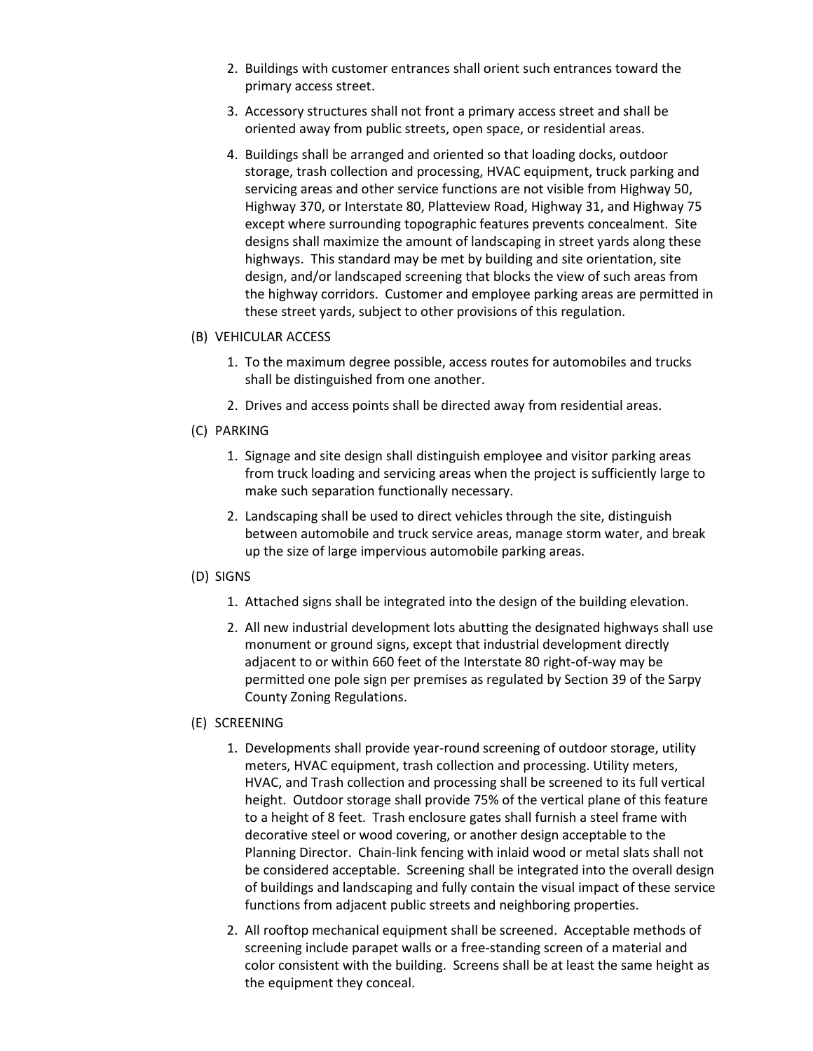2. Buildings with customer entrances shall orient such entrances toward the primary access street.
3. Accessory structures shall not front a primary access street and shall be oriented away from public streets, open space, or residential areas.
4. Buildings shall be arranged and oriented so that loading docks, outdoor storage, trash collection and processing, HVAC equipment, truck parking and servicing areas and other service functions are not visible from Highway 50, Highway 370, or Interstate 80, Platteview Road, Highway 31, and Highway 75 except where surrounding topographic features prevents concealment. Site designs shall maximize the amount of landscaping in street yards along these highways. This standard may be met by building and site orientation, site design, and/or landscaped screening that blocks the view of such areas from the highway corridors. Customer and employee parking areas are permitted in these street yards, subject to other provisions of this regulation.

(B) VEHICULAR ACCESS

1. To the maximum degree possible, access routes for automobiles and trucks shall be distinguished from one another.
2. Drives and access points shall be directed away from residential areas.

(C) PARKING

1. Signage and site design shall distinguish employee and visitor parking areas from truck loading and servicing areas when the project is sufficiently large to make such separation functionally necessary.
2. Landscaping shall be used to direct vehicles through the site, distinguish between automobile and truck service areas, manage storm water, and break up the size of large impervious automobile parking areas.

(D) SIGNS

1. Attached signs shall be integrated into the design of the building elevation.
2. All new industrial development lots abutting the designated highways shall use monument or ground signs, except that industrial development directly adjacent to or within 660 feet of the Interstate 80 right-of-way may be permitted one pole sign per premises as regulated by Section 39 of the Sarpy County Zoning Regulations.

(E) SCREENING

1. Developments shall provide year-round screening of outdoor storage, utility meters, HVAC equipment, trash collection and processing. Utility meters, HVAC, and Trash collection and processing shall be screened to its full vertical height. Outdoor storage shall provide 75% of the vertical plane of this feature to a height of 8 feet. Trash enclosure gates shall furnish a steel frame with decorative steel or wood covering, or another design acceptable to the Planning Director. Chain-link fencing with inlaid wood or metal slats shall not be considered acceptable. Screening shall be integrated into the overall design of buildings and landscaping and fully contain the visual impact of these service functions from adjacent public streets and neighboring properties.
2. All rooftop mechanical equipment shall be screened. Acceptable methods of screening include parapet walls or a free-standing screen of a material and color consistent with the building. Screens shall be at least the same height as the equipment they conceal.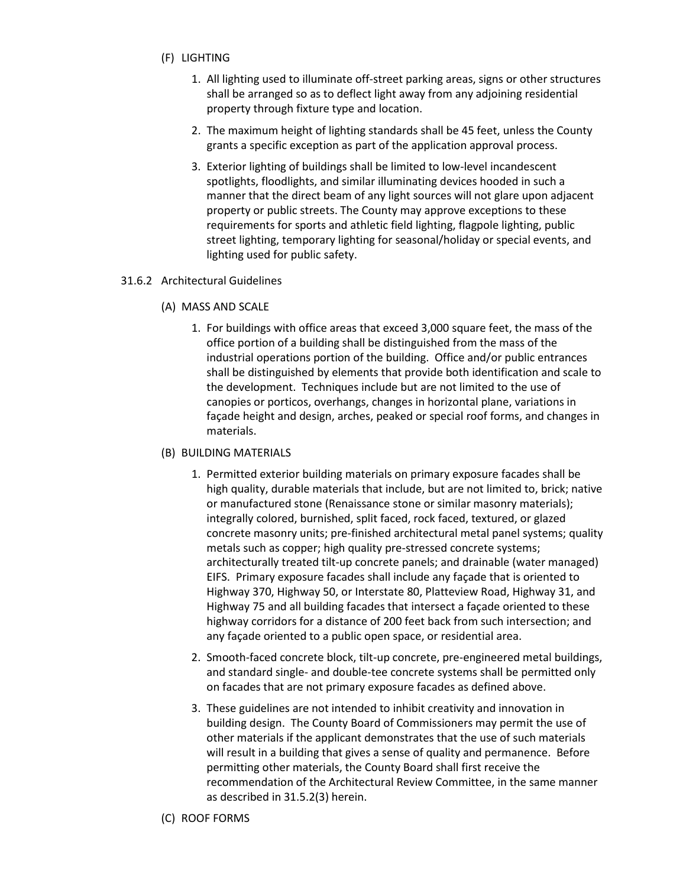(F) LIGHTING

1. All lighting used to illuminate off-street parking areas, signs or other structures shall be arranged so as to deflect light away from any adjoining residential property through fixture type and location.
2. The maximum height of lighting standards shall be 45 feet, unless the County grants a specific exception as part of the application approval process.
3. Exterior lighting of buildings shall be limited to low-level incandescent spotlights, floodlights, and similar illuminating devices hooded in such a manner that the direct beam of any light sources will not glare upon adjacent property or public streets. The County may approve exceptions to these requirements for sports and athletic field lighting, flagpole lighting, public street lighting, temporary lighting for seasonal/holiday or special events, and lighting used for public safety.

31.6.2 Architectural Guidelines

(A) MASS AND SCALE

1. For buildings with office areas that exceed 3,000 square feet, the mass of the office portion of a building shall be distinguished from the mass of the industrial operations portion of the building. Office and/or public entrances shall be distinguished by elements that provide both identification and scale to the development. Techniques include but are not limited to the use of canopies or porticos, overhangs, changes in horizontal plane, variations in façade height and design, arches, peaked or special roof forms, and changes in materials.

(B) BUILDING MATERIALS

1. Permitted exterior building materials on primary exposure facades shall be high quality, durable materials that include, but are not limited to, brick; native or manufactured stone (Renaissance stone or similar masonry materials); integrally colored, burnished, split faced, rock faced, textured, or glazed concrete masonry units; pre-finished architectural metal panel systems; quality metals such as copper; high quality pre-stressed concrete systems; architecturally treated tilt-up concrete panels; and drainable (water managed) EIFS. Primary exposure facades shall include any façade that is oriented to Highway 370, Highway 50, or Interstate 80, Platteview Road, Highway 31, and Highway 75 and all building facades that intersect a façade oriented to these highway corridors for a distance of 200 feet back from such intersection; and any façade oriented to a public open space, or residential area.
2. Smooth-faced concrete block, tilt-up concrete, pre-engineered metal buildings, and standard single- and double-tee concrete systems shall be permitted only on facades that are not primary exposure facades as defined above.
3. These guidelines are not intended to inhibit creativity and innovation in building design. The County Board of Commissioners may permit the use of other materials if the applicant demonstrates that the use of such materials will result in a building that gives a sense of quality and permanence. Before permitting other materials, the County Board shall first receive the recommendation of the Architectural Review Committee, in the same manner as described in 31.5.2(3) herein.

(C) ROOF FORMS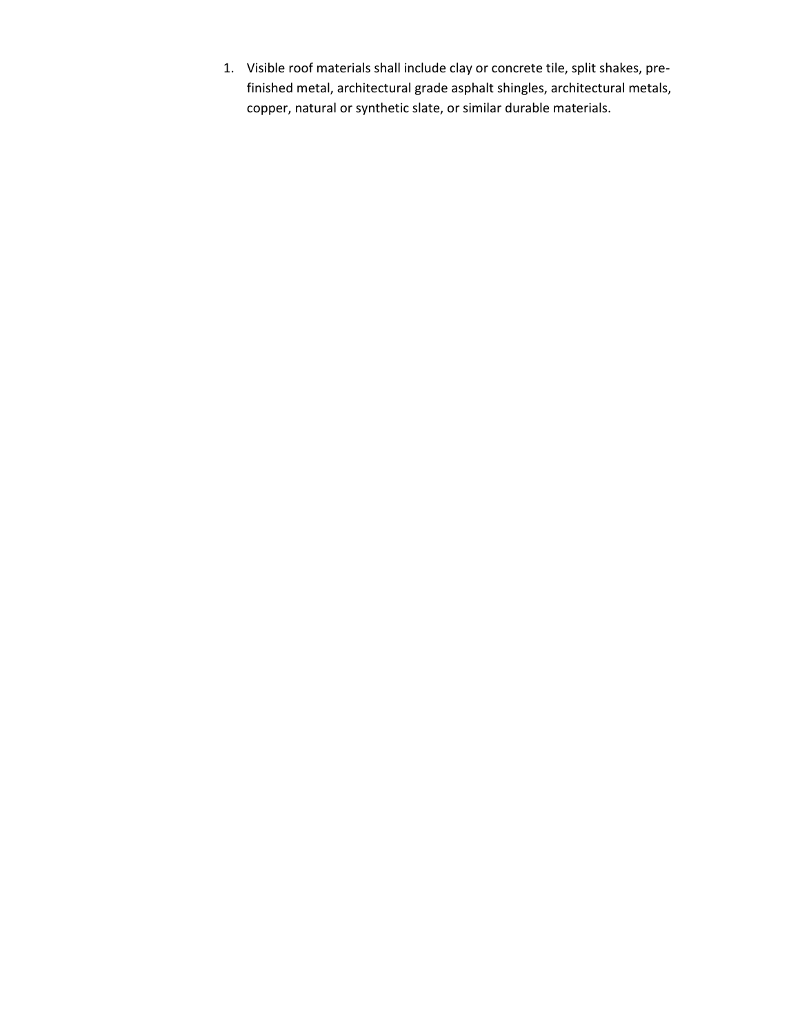1. Visible roof materials shall include clay or concrete tile, split shakes, pre-finished metal, architectural grade asphalt shingles, architectural metals, copper, natural or synthetic slate, or similar durable materials.